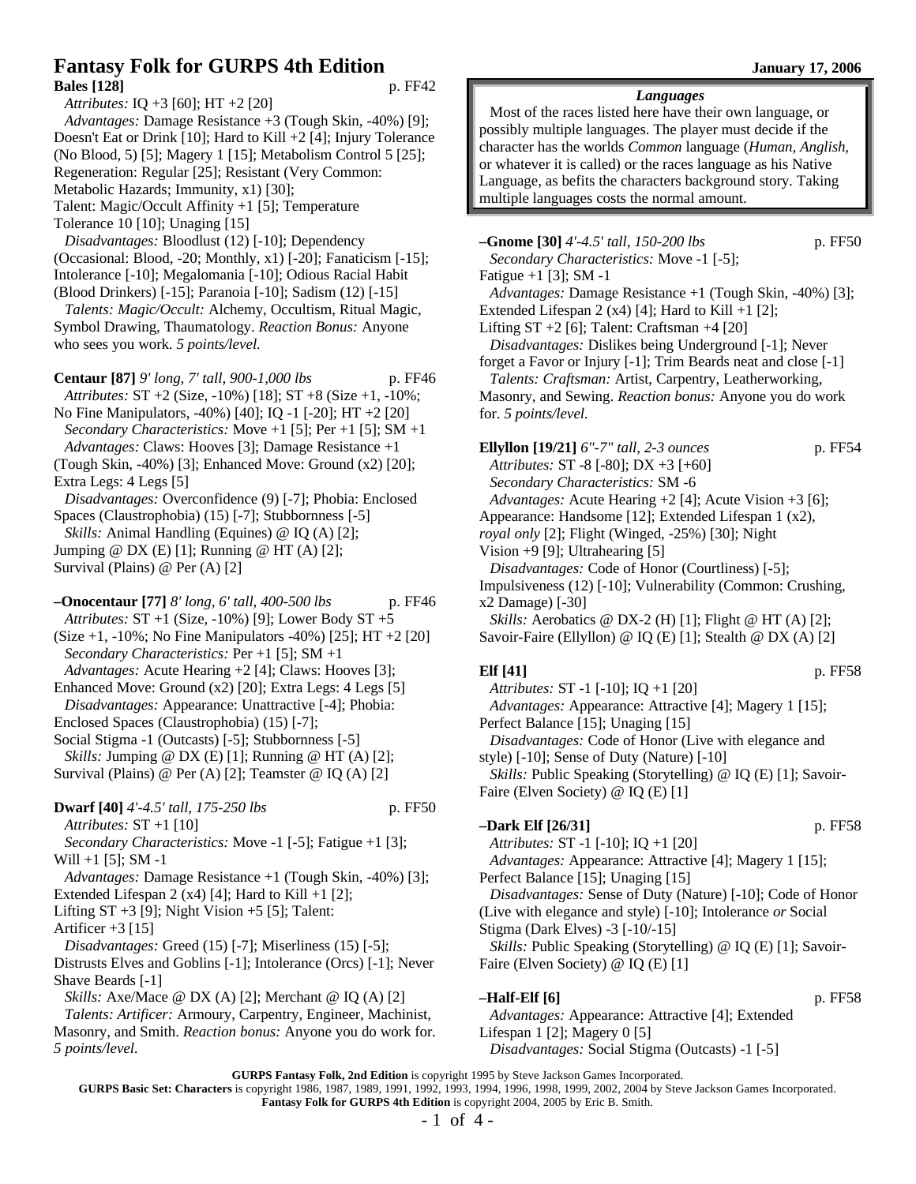# Fantasy Folk for GURPS 4th Edition

January 17, 2006

**Bales [128]** p. FF42

*Attributes:* IQ +3 [60]; HT +2 [20]

*Advantages:* Damage Resistance +3 (Tough Skin, -40%) [9]; Doesn't Eat or Drink [10]; Hard to Kill +2 [4]; Injury Tolerance (No Blood, 5) [5]; Magery 1 [15]; Metabolism Control 5 [25]; Regeneration: Regular [25]; Resistant (Very Common: Metabolic Hazards; Immunity, x1) [30]; Talent: Magic/Occult Affinity +1 [5]; Temperature Tolerance 10 [10]; Unaging [15]

*Disadvantages:* Bloodlust (12) [-10]; Dependency (Occasional: Blood, -20; Monthly, x1) [-20]; Fanaticism [-15]; Intolerance [-10]; Megalomania [-10]; Odious Racial Habit (Blood Drinkers) [-15]; Paranoia [-10]; Sadism (12) [-15]

*Talents: Magic/Occult:* Alchemy, Occultism, Ritual Magic, Symbol Drawing, Thaumatology. *Reaction Bonus:* Anyone who sees you work. *5 points/level.*

**Centaur [87]** *9' long, 7' tall, 900-1,000 lbs* p. FF46

*Attributes:* ST +2 (Size, -10%) [18]; ST +8 (Size +1, -10%; No Fine Manipulators, -40%) [40]; IQ -1 [-20]; HT +2 [20]

*Secondary Characteristics:* Move +1 [5]; Per +1 [5]; SM +1

*Advantages:* Claws: Hooves [3]; Damage Resistance +1 (Tough Skin, -40%) [3]; Enhanced Move: Ground (x2) [20]; Extra Legs: 4 Legs [5]

*Disadvantages:* Overconfidence (9) [-7]; Phobia: Enclosed Spaces (Claustrophobia) (15) [-7]; Stubbornness [-5]

*Skills:* Animal Handling (Equines) @ IQ (A) [2]; Jumping @ DX (E) [1]; Running @ HT (A) [2]; Survival (Plains) @ Per (A) [2]

**–Onocentaur [77]** *8' long, 6' tall, 400-500 lbs* p. FF46

*Attributes:* ST +1 (Size, -10%) [9]; Lower Body ST +5 (Size +1, -10%; No Fine Manipulators -40%) [25]; HT +2 [20]

*Secondary Characteristics:* Per +1 [5]; SM +1

*Advantages:* Acute Hearing +2 [4]; Claws: Hooves [3]; Enhanced Move: Ground (x2) [20]; Extra Legs: 4 Legs [5]

*Disadvantages:* Appearance: Unattractive [-4]; Phobia: Enclosed Spaces (Claustrophobia) (15) [-7]; Social Stigma -1 (Outcasts) [-5]; Stubbornness [-5]

*Skills:* Jumping @ DX (E) [1]; Running @ HT (A) [2]; Survival (Plains) @ Per (A) [2]; Teamster @ IQ (A) [2]

**Dwarf [40]** *4'-4.5' tall, 175-250 lbs* p. FF50

*Attributes:* ST +1 [10]

*Secondary Characteristics:* Move -1 [-5]; Fatigue +1 [3]; Will +1 [5]; SM -1

*Advantages:* Damage Resistance +1 (Tough Skin, -40%) [3]; Extended Lifespan 2 (x4) [4]; Hard to Kill +1 [2]; Lifting ST +3 [9]; Night Vision +5 [5]; Talent: Artificer +3 [15]

*Disadvantages:* Greed (15) [-7]; Miserliness (15) [-5]; Distrusts Elves and Goblins [-1]; Intolerance (Orcs) [-1]; Never Shave Beards [-1]

*Skills:* Axe/Mace @ DX (A) [2]; Merchant @ IQ (A) [2]

*Talents: Artificer:* Armoury, Carpentry, Engineer, Machinist, Masonry, and Smith. *Reaction bonus:* Anyone you do work for. *5 points/level.*

> ***Languages***
>
> Most of the races listed here have their own language, or possibly multiple languages. The player must decide if the character has the worlds *Common* language (*Human, Anglish*, or whatever it is called) or the races language as his Native Language, as befits the characters background story. Taking multiple languages costs the normal amount.

**–Gnome [30]** *4'-4.5' tall, 150-200 lbs* p. FF50

*Secondary Characteristics:* Move -1 [-5]; Fatigue +1 [3]; SM -1

*Advantages:* Damage Resistance +1 (Tough Skin, -40%) [3]; Extended Lifespan 2 (x4) [4]; Hard to Kill +1 [2]; Lifting ST +2 [6]; Talent: Craftsman +4 [20]

*Disadvantages:* Dislikes being Underground [-1]; Never forget a Favor or Injury [-1]; Trim Beards neat and close [-1]

*Talents: Craftsman:* Artist, Carpentry, Leatherworking, Masonry, and Sewing. *Reaction bonus:* Anyone you do work for. *5 points/level.*

**Ellyllon [19/21]** *6"-7" tall, 2-3 ounces* p. FF54

*Attributes:* ST -8 [-80]; DX +3 [+60]

*Secondary Characteristics:* SM -6

*Advantages:* Acute Hearing +2 [4]; Acute Vision +3 [6]; Appearance: Handsome [12]; Extended Lifespan 1 (x2), *royal only* [2]; Flight (Winged, -25%) [30]; Night Vision +9 [9]; Ultrahearing [5]

*Disadvantages:* Code of Honor (Courtliness) [-5]; Impulsiveness (12) [-10]; Vulnerability (Common: Crushing, x2 Damage) [-30]

*Skills:* Aerobatics @ DX-2 (H) [1]; Flight @ HT (A) [2]; Savoir-Faire (Ellyllon) @ IQ (E) [1]; Stealth @ DX (A) [2]

**Elf [41]** p. FF58

*Attributes:* ST -1 [-10]; IQ +1 [20]

*Advantages:* Appearance: Attractive [4]; Magery 1 [15]; Perfect Balance [15]; Unaging [15]

*Disadvantages:* Code of Honor (Live with elegance and style) [-10]; Sense of Duty (Nature) [-10]

*Skills:* Public Speaking (Storytelling) @ IQ (E) [1]; Savoir-Faire (Elven Society) @ IQ (E) [1]

**–Dark Elf [26/31]** p. FF58

*Attributes:* ST -1 [-10]; IQ +1 [20]

*Advantages:* Appearance: Attractive [4]; Magery 1 [15]; Perfect Balance [15]; Unaging [15]

*Disadvantages:* Sense of Duty (Nature) [-10]; Code of Honor (Live with elegance and style) [-10]; Intolerance *or* Social Stigma (Dark Elves) -3 [-10/-15]

*Skills:* Public Speaking (Storytelling) @ IQ (E) [1]; Savoir-Faire (Elven Society) @ IQ (E) [1]

**–Half-Elf [6]** p. FF58

*Advantages:* Appearance: Attractive [4]; Extended Lifespan 1 [2]; Magery 0 [5]

*Disadvantages:* Social Stigma (Outcasts) -1 [-5]

**GURPS Fantasy Folk, 2nd Edition** is copyright 1995 by Steve Jackson Games Incorporated.
**GURPS Basic Set: Characters** is copyright 1986, 1987, 1989, 1991, 1992, 1993, 1994, 1996, 1998, 1999, 2002, 2004 by Steve Jackson Games Incorporated.
**Fantasy Folk for GURPS 4th Edition** is copyright 2004, 2005 by Eric B. Smith.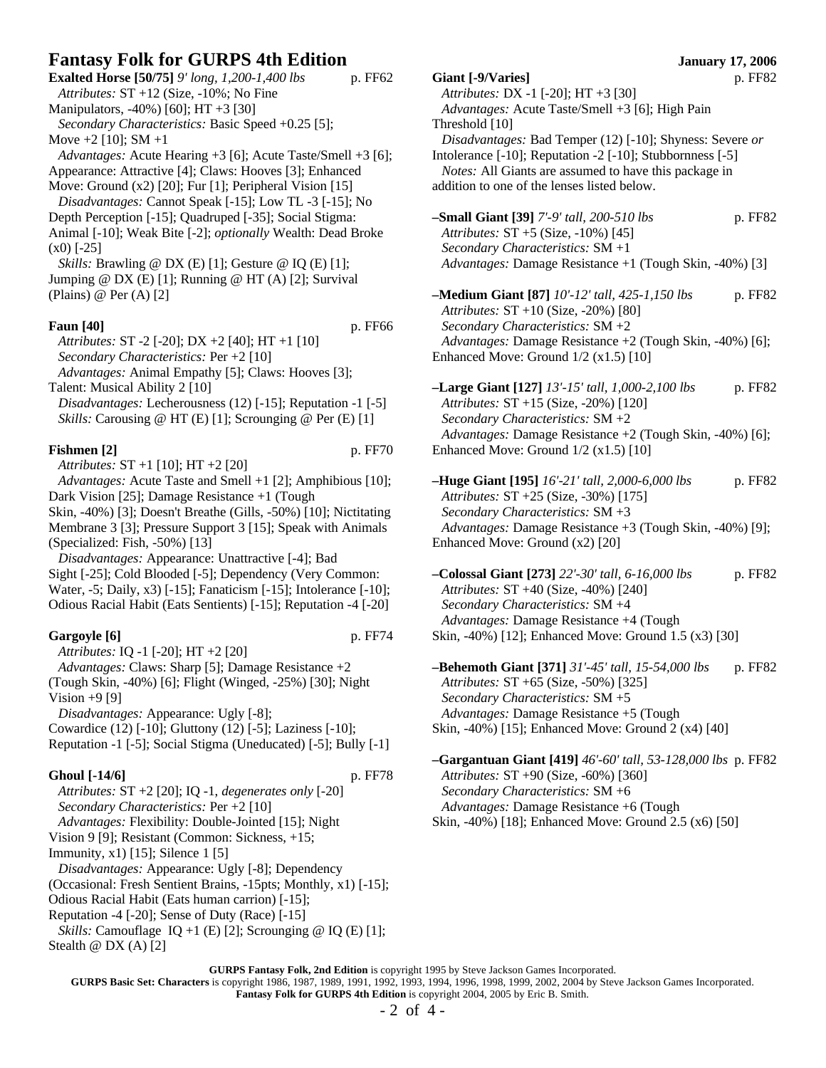**Exalted Horse [50/75]** *9' long, 1,200-1,400 lbs* p. FF62
*Attributes:* ST +12 (Size, -10%; No Fine Manipulators, -40%) [60]; HT +3 [30]
*Secondary Characteristics:* Basic Speed +0.25 [5]; Move +2 [10]; SM +1
*Advantages:* Acute Hearing +3 [6]; Acute Taste/Smell +3 [6]; Appearance: Attractive [4]; Claws: Hooves [3]; Enhanced Move: Ground (x2) [20]; Fur [1]; Peripheral Vision [15]
*Disadvantages:* Cannot Speak [-15]; Low TL -3 [-15]; No Depth Perception [-15]; Quadruped [-35]; Social Stigma: Animal [-10]; Weak Bite [-2]; *optionally* Wealth: Dead Broke (x0) [-25]
*Skills:* Brawling @ DX (E) [1]; Gesture @ IQ (E) [1]; Jumping @ DX (E) [1]; Running @ HT (A) [2]; Survival (Plains) @ Per (A) [2]

**Faun [40]** p. FF66
*Attributes:* ST -2 [-20]; DX +2 [40]; HT +1 [10]
*Secondary Characteristics:* Per +2 [10]
*Advantages:* Animal Empathy [5]; Claws: Hooves [3]; Talent: Musical Ability 2 [10]
*Disadvantages:* Lecherousness (12) [-15]; Reputation -1 [-5]
*Skills:* Carousing @ HT (E) [1]; Scrounging @ Per (E) [1]

**Fishmen [2]** p. FF70
*Attributes:* ST +1 [10]; HT +2 [20]
*Advantages:* Acute Taste and Smell +1 [2]; Amphibious [10]; Dark Vision [25]; Damage Resistance +1 (Tough Skin, -40%) [3]; Doesn't Breathe (Gills, -50%) [10]; Nictitating Membrane 3 [3]; Pressure Support 3 [15]; Speak with Animals (Specialized: Fish, -50%) [13]
*Disadvantages:* Appearance: Unattractive [-4]; Bad Sight [-25]; Cold Blooded [-5]; Dependency (Very Common: Water, -5; Daily, x3) [-15]; Fanaticism [-15]; Intolerance [-10]; Odious Racial Habit (Eats Sentients) [-15]; Reputation -4 [-20]

**Gargoyle [6]** p. FF74
*Attributes:* IQ -1 [-20]; HT +2 [20]
*Advantages:* Claws: Sharp [5]; Damage Resistance +2 (Tough Skin, -40%) [6]; Flight (Winged, -25%) [30]; Night Vision +9 [9]
*Disadvantages:* Appearance: Ugly [-8]; Cowardice (12) [-10]; Gluttony (12) [-5]; Laziness [-10]; Reputation -1 [-5]; Social Stigma (Uneducated) [-5]; Bully [-1]

**Ghoul [-14/6]** p. FF78
*Attributes:* ST +2 [20]; IQ -1, *degenerates only* [-20]
*Secondary Characteristics:* Per +2 [10]
*Advantages:* Flexibility: Double-Jointed [15]; Night Vision 9 [9]; Resistant (Common: Sickness, +15; Immunity, x1) [15]; Silence 1 [5]
*Disadvantages:* Appearance: Ugly [-8]; Dependency (Occasional: Fresh Sentient Brains, -15pts; Monthly, x1) [-15]; Odious Racial Habit (Eats human carrion) [-15]; Reputation -4 [-20]; Sense of Duty (Race) [-15]
*Skills:* Camouflage IQ +1 (E) [2]; Scrounging @ IQ (E) [1]; Stealth @ DX (A) [2]

**Giant [-9/Varies]** p. FF82
*Attributes:* DX -1 [-20]; HT +3 [30]
*Advantages:* Acute Taste/Smell +3 [6]; High Pain Threshold [10]
*Disadvantages:* Bad Temper (12) [-10]; Shyness: Severe *or* Intolerance [-10]; Reputation -2 [-10]; Stubbornness [-5]
*Notes:* All Giants are assumed to have this package in addition to one of the lenses listed below.

**–Small Giant [39]** *7'-9' tall, 200-510 lbs* p. FF82
*Attributes:* ST +5 (Size, -10%) [45]
*Secondary Characteristics:* SM +1
*Advantages:* Damage Resistance +1 (Tough Skin, -40%) [3]

**–Medium Giant [87]** *10'-12' tall, 425-1,150 lbs* p. FF82
*Attributes:* ST +10 (Size, -20%) [80]
*Secondary Characteristics:* SM +2
*Advantages:* Damage Resistance +2 (Tough Skin, -40%) [6]; Enhanced Move: Ground 1/2 (x1.5) [10]

**–Large Giant [127]** *13'-15' tall, 1,000-2,100 lbs* p. FF82
*Attributes:* ST +15 (Size, -20%) [120]
*Secondary Characteristics:* SM +2
*Advantages:* Damage Resistance +2 (Tough Skin, -40%) [6]; Enhanced Move: Ground 1/2 (x1.5) [10]

**–Huge Giant [195]** *16'-21' tall, 2,000-6,000 lbs* p. FF82
*Attributes:* ST +25 (Size, -30%) [175]
*Secondary Characteristics:* SM +3
*Advantages:* Damage Resistance +3 (Tough Skin, -40%) [9]; Enhanced Move: Ground (x2) [20]

**–Colossal Giant [273]** *22'-30' tall, 6-16,000 lbs* p. FF82
*Attributes:* ST +40 (Size, -40%) [240]
*Secondary Characteristics:* SM +4
*Advantages:* Damage Resistance +4 (Tough Skin, -40%) [12]; Enhanced Move: Ground 1.5 (x3) [30]

**–Behemoth Giant [371]** *31'-45' tall, 15-54,000 lbs* p. FF82
*Attributes:* ST +65 (Size, -50%) [325]
*Secondary Characteristics:* SM +5
*Advantages:* Damage Resistance +5 (Tough Skin, -40%) [15]; Enhanced Move: Ground 2 (x4) [40]

**–Gargantuan Giant [419]** *46'-60' tall, 53-128,000 lbs* p. FF82
*Attributes:* ST +90 (Size, -60%) [360]
*Secondary Characteristics:* SM +6
*Advantages:* Damage Resistance +6 (Tough Skin, -40%) [18]; Enhanced Move: Ground 2.5 (x6) [50]

**GURPS Fantasy Folk, 2nd Edition** is copyright 1995 by Steve Jackson Games Incorporated.
**GURPS Basic Set: Characters** is copyright 1986, 1987, 1989, 1991, 1992, 1993, 1994, 1996, 1998, 1999, 2002, 2004 by Steve Jackson Games Incorporated.
**Fantasy Folk for GURPS 4th Edition** is copyright 2004, 2005 by Eric B. Smith.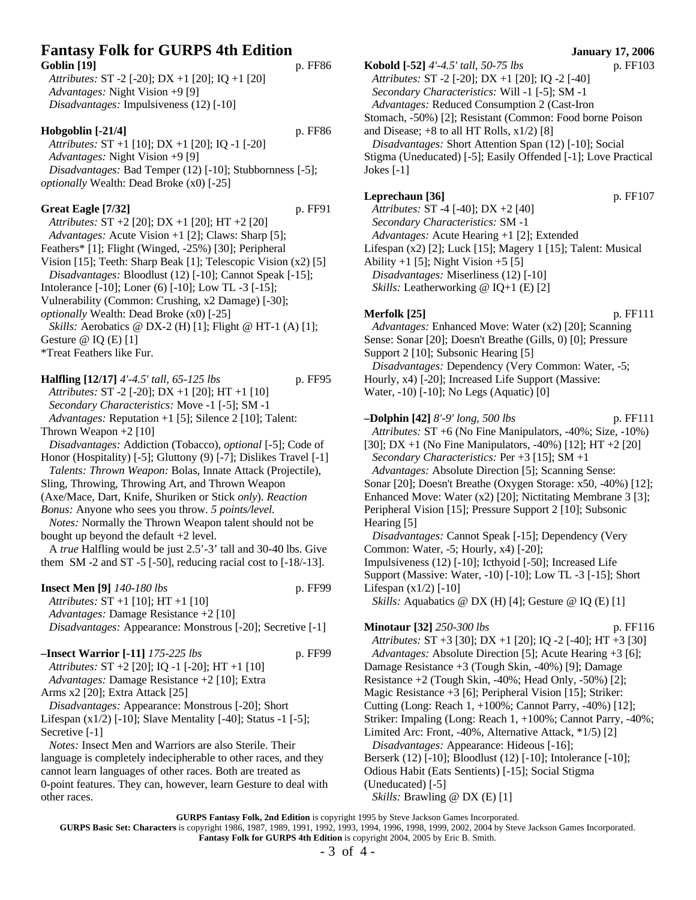# Fantasy Folk for GURPS 4th Edition

**Goblin [19]** p. FF86
*Attributes:* ST -2 [-20]; DX +1 [20]; IQ +1 [20]
*Advantages:* Night Vision +9 [9]
*Disadvantages:* Impulsiveness (12) [-10]

**Hobgoblin [-21/4]** p. FF86
*Attributes:* ST +1 [10]; DX +1 [20]; IQ -1 [-20]
*Advantages:* Night Vision +9 [9]
*Disadvantages:* Bad Temper (12) [-10]; Stubbornness [-5]; *optionally* Wealth: Dead Broke (x0) [-25]

**Great Eagle [7/32]** p. FF91
*Attributes:* ST +2 [20]; DX +1 [20]; HT +2 [20]
*Advantages:* Acute Vision +1 [2]; Claws: Sharp [5]; Feathers* [1]; Flight (Winged, -25%) [30]; Peripheral Vision [15]; Teeth: Sharp Beak [1]; Telescopic Vision (x2) [5]
*Disadvantages:* Bloodlust (12) [-10]; Cannot Speak [-15]; Intolerance [-10]; Loner (6) [-10]; Low TL -3 [-15]; Vulnerability (Common: Crushing, x2 Damage) [-30]; *optionally* Wealth: Dead Broke (x0) [-25]
*Skills:* Aerobatics @ DX-2 (H) [1]; Flight @ HT-1 (A) [1]; Gesture @ IQ (E) [1]
*Treat Feathers like Fur.

**Halfling [12/17]** *4'-4.5' tall, 65-125 lbs* p. FF95
*Attributes:* ST -2 [-20]; DX +1 [20]; HT +1 [10]
*Secondary Characteristics:* Move -1 [-5]; SM -1
*Advantages:* Reputation +1 [5]; Silence 2 [10]; Talent: Thrown Weapon +2 [10]
*Disadvantages:* Addiction (Tobacco), *optional* [-5]; Code of Honor (Hospitality) [-5]; Gluttony (9) [-7]; Dislikes Travel [-1]
*Talents: Thrown Weapon:* Bolas, Innate Attack (Projectile), Sling, Throwing, Throwing Art, and Thrown Weapon (Axe/Mace, Dart, Knife, Shuriken or Stick *only*). *Reaction Bonus:* Anyone who sees you throw. *5 points/level.*
*Notes:* Normally the Thrown Weapon talent should not be bought up beyond the default +2 level.
A *true* Halfling would be just 2.5'-3' tall and 30-40 lbs. Give them SM -2 and ST -5 [-50], reducing racial cost to [-18/-13].

**Insect Men [9]** *140-180 lbs* p. FF99
*Attributes:* ST +1 [10]; HT +1 [10]
*Advantages:* Damage Resistance +2 [10]
*Disadvantages:* Appearance: Monstrous [-20]; Secretive [-1]

**–Insect Warrior [-11]** *175-225 lbs* p. FF99
*Attributes:* ST +2 [20]; IQ -1 [-20]; HT +1 [10]
*Advantages:* Damage Resistance +2 [10]; Extra Arms x2 [20]; Extra Attack [25]
*Disadvantages:* Appearance: Monstrous [-20]; Short Lifespan (x1/2) [-10]; Slave Mentality [-40]; Status -1 [-5]; Secretive [-1]
*Notes:* Insect Men and Warriors are also Sterile. Their language is completely indecipherable to other races, and they cannot learn languages of other races. Both are treated as 0-point features. They can, however, learn Gesture to deal with other races.

**Kobold [-52]** *4'-4.5' tall, 50-75 lbs* p. FF103
*Attributes:* ST -2 [-20]; DX +1 [20]; IQ -2 [-40]
*Secondary Characteristics:* Will -1 [-5]; SM -1
*Advantages:* Reduced Consumption 2 (Cast-Iron Stomach, -50%) [2]; Resistant (Common: Food borne Poison and Disease; +8 to all HT Rolls, x1/2) [8]
*Disadvantages:* Short Attention Span (12) [-10]; Social Stigma (Uneducated) [-5]; Easily Offended [-1]; Love Practical Jokes [-1]

**Leprechaun [36]** p. FF107
*Attributes:* ST -4 [-40]; DX +2 [40]
*Secondary Characteristics:* SM -1
*Advantages:* Acute Hearing +1 [2]; Extended Lifespan (x2) [2]; Luck [15]; Magery 1 [15]; Talent: Musical Ability +1 [5]; Night Vision +5 [5]
*Disadvantages:* Miserliness (12) [-10]
*Skills:* Leatherworking @ IQ+1 (E) [2]

**Merfolk [25]** p. FF111
*Advantages:* Enhanced Move: Water (x2) [20]; Scanning Sense: Sonar [20]; Doesn't Breathe (Gills, 0) [0]; Pressure Support 2 [10]; Subsonic Hearing [5]
*Disadvantages:* Dependency (Very Common: Water, -5; Hourly, x4) [-20]; Increased Life Support (Massive: Water, -10) [-10]; No Legs (Aquatic) [0]

**–Dolphin [42]** *8'-9' long, 500 lbs* p. FF111
*Attributes:* ST +6 (No Fine Manipulators, -40%; Size, -10%) [30]; DX +1 (No Fine Manipulators, -40%) [12]; HT +2 [20]
*Secondary Characteristics:* Per +3 [15]; SM +1
*Advantages:* Absolute Direction [5]; Scanning Sense: Sonar [20]; Doesn't Breathe (Oxygen Storage: x50, -40%) [12]; Enhanced Move: Water (x2) [20]; Nictitating Membrane 3 [3]; Peripheral Vision [15]; Pressure Support 2 [10]; Subsonic Hearing [5]
*Disadvantages:* Cannot Speak [-15]; Dependency (Very Common: Water, -5; Hourly, x4) [-20]; Impulsiveness (12) [-10]; Icthyoid [-50]; Increased Life Support (Massive: Water, -10) [-10]; Low TL -3 [-15]; Short Lifespan (x1/2) [-10]
*Skills:* Aquabatics @ DX (H) [4]; Gesture @ IQ (E) [1]

**Minotaur [32]** *250-300 lbs* p. FF116
*Attributes:* ST +3 [30]; DX +1 [20]; IQ -2 [-40]; HT +3 [30]
*Advantages:* Absolute Direction [5]; Acute Hearing +3 [6]; Damage Resistance +3 (Tough Skin, -40%) [9]; Damage Resistance +2 (Tough Skin, -40%; Head Only, -50%) [2]; Magic Resistance +3 [6]; Peripheral Vision [15]; Striker: Cutting (Long: Reach 1, +100%; Cannot Parry, -40%) [12]; Striker: Impaling (Long: Reach 1, +100%; Cannot Parry, -40%; Limited Arc: Front, -40%, Alternative Attack, *1/5) [2]
*Disadvantages:* Appearance: Hideous [-16]; Berserk (12) [-10]; Bloodlust (12) [-10]; Intolerance [-10]; Odious Habit (Eats Sentients) [-15]; Social Stigma (Uneducated) [-5]
*Skills:* Brawling @ DX (E) [1]

**GURPS Fantasy Folk, 2nd Edition** is copyright 1995 by Steve Jackson Games Incorporated.
**GURPS Basic Set: Characters** is copyright 1986, 1987, 1989, 1991, 1992, 1993, 1994, 1996, 1998, 1999, 2002, 2004 by Steve Jackson Games Incorporated.
**Fantasy Folk for GURPS 4th Edition** is copyright 2004, 2005 by Eric B. Smith.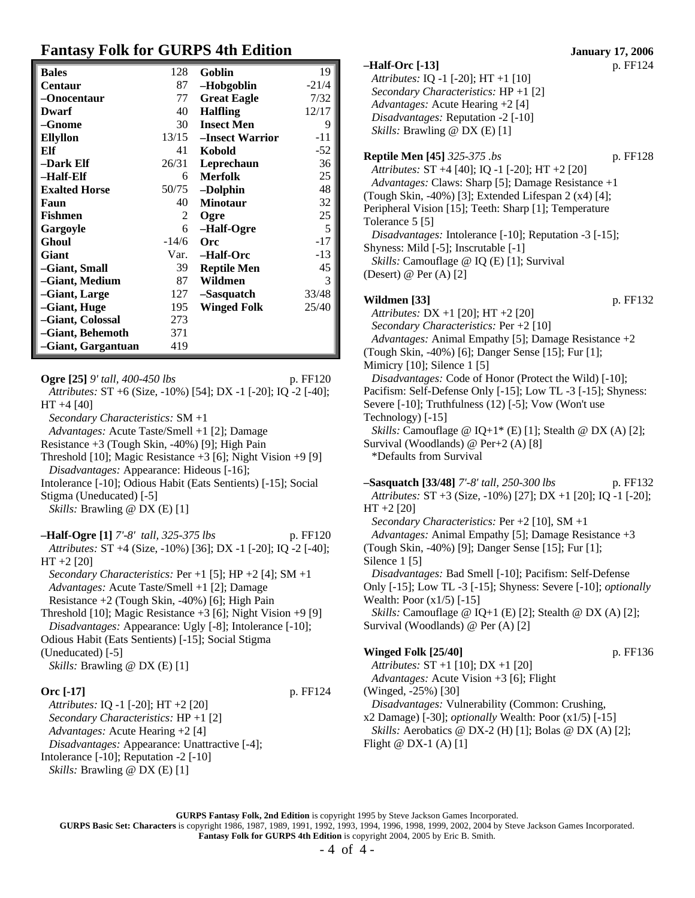# Fantasy Folk for GURPS 4th Edition

January 17, 2006

| | | | |
|---|---|---|---|
| **Bales** | 128 | **Goblin** | 19 |
| **Centaur** | 87 | **–Hobgoblin** | -21/4 |
| **–Onocentaur** | 77 | **Great Eagle** | 7/32 |
| **Dwarf** | 40 | **Halfling** | 12/17 |
| **–Gnome** | 30 | **Insect Men** | 9 |
| **Ellyllon** | 13/15 | **–Insect Warrior** | -11 |
| **Elf** | 41 | **Kobold** | -52 |
| **–Dark Elf** | 26/31 | **Leprechaun** | 36 |
| **–Half-Elf** | 6 | **Merfolk** | 25 |
| **Exalted Horse** | 50/75 | **–Dolphin** | 48 |
| **Faun** | 40 | **Minotaur** | 32 |
| **Fishmen** | 2 | **Ogre** | 25 |
| **Gargoyle** | 6 | **–Half-Ogre** | 5 |
| **Ghoul** | -14/6 | **Orc** | -17 |
| **Giant** | Var. | **–Half-Orc** | -13 |
| **–Giant, Small** | 39 | **Reptile Men** | 45 |
| **–Giant, Medium** | 87 | **Wildmen** | 3 |
| **–Giant, Large** | 127 | **–Sasquatch** | 33/48 |
| **–Giant, Huge** | 195 | **Winged Folk** | 25/40 |
| **–Giant, Colossal** | 273 | | |
| **–Giant, Behemoth** | 371 | | |
| **–Giant, Gargantuan** | 419 | | |

**Ogre [25]** *9' tall, 400-450 lbs* p. FF120
*Attributes:* ST +6 (Size, -10%) [54]; DX -1 [-20]; IQ -2 [-40]; HT +4 [40]
*Secondary Characteristics:* SM +1
*Advantages:* Acute Taste/Smell +1 [2]; Damage Resistance +3 (Tough Skin, -40%) [9]; High Pain Threshold [10]; Magic Resistance +3 [6]; Night Vision +9 [9]
*Disadvantages:* Appearance: Hideous [-16]; Intolerance [-10]; Odious Habit (Eats Sentients) [-15]; Social Stigma (Uneducated) [-5]
*Skills:* Brawling @ DX (E) [1]

**–Half-Ogre [1]** *7'-8' tall, 325-375 lbs* p. FF120
*Attributes:* ST +4 (Size, -10%) [36]; DX -1 [-20]; IQ -2 [-40]; HT +2 [20]
*Secondary Characteristics:* Per +1 [5]; HP +2 [4]; SM +1
*Advantages:* Acute Taste/Smell +1 [2]; Damage Resistance +2 (Tough Skin, -40%) [6]; High Pain Threshold [10]; Magic Resistance +3 [6]; Night Vision +9 [9]
*Disadvantages:* Appearance: Ugly [-8]; Intolerance [-10]; Odious Habit (Eats Sentients) [-15]; Social Stigma (Uneducated) [-5]
*Skills:* Brawling @ DX (E) [1]

**Orc [-17]** p. FF124
*Attributes:* IQ -1 [-20]; HT +2 [20]
*Secondary Characteristics:* HP +1 [2]
*Advantages:* Acute Hearing +2 [4]
*Disadvantages:* Appearance: Unattractive [-4]; Intolerance [-10]; Reputation -2 [-10]
*Skills:* Brawling @ DX (E) [1]

**–Half-Orc [-13]** p. FF124
*Attributes:* IQ -1 [-20]; HT +1 [10]
*Secondary Characteristics:* HP +1 [2]
*Advantages:* Acute Hearing +2 [4]
*Disadvantages:* Reputation -2 [-10]
*Skills:* Brawling @ DX (E) [1]

**Reptile Men [45]** *325-375 .bs* p. FF128
*Attributes:* ST +4 [40]; IQ -1 [-20]; HT +2 [20]
*Advantages:* Claws: Sharp [5]; Damage Resistance +1 (Tough Skin, -40%) [3]; Extended Lifespan 2 (x4) [4]; Peripheral Vision [15]; Teeth: Sharp [1]; Temperature Tolerance 5 [5]
*Disadvantages:* Intolerance [-10]; Reputation -3 [-15]; Shyness: Mild [-5]; Inscrutable [-1]
*Skills:* Camouflage @ IQ (E) [1]; Survival (Desert) @ Per (A) [2]

**Wildmen [33]** p. FF132
*Attributes:* DX +1 [20]; HT +2 [20]
*Secondary Characteristics:* Per +2 [10]
*Advantages:* Animal Empathy [5]; Damage Resistance +2 (Tough Skin, -40%) [6]; Danger Sense [15]; Fur [1]; Mimicry [10]; Silence 1 [5]
*Disadvantages:* Code of Honor (Protect the Wild) [-10]; Pacifism: Self-Defense Only [-15]; Low TL -3 [-15]; Shyness: Severe [-10]; Truthfulness (12) [-5]; Vow (Won't use Technology) [-15]
*Skills:* Camouflage @ IQ+1* (E) [1]; Stealth @ DX (A) [2]; Survival (Woodlands) @ Per+2 (A) [8]
*Defaults from Survival

**–Sasquatch [33/48]** *7'-8' tall, 250-300 lbs* p. FF132
*Attributes:* ST +3 (Size, -10%) [27]; DX +1 [20]; IQ -1 [-20]; HT +2 [20]
*Secondary Characteristics:* Per +2 [10], SM +1
*Advantages:* Animal Empathy [5]; Damage Resistance +3 (Tough Skin, -40%) [9]; Danger Sense [15]; Fur [1]; Silence 1 [5]
*Disadvantages:* Bad Smell [-10]; Pacifism: Self-Defense Only [-15]; Low TL -3 [-15]; Shyness: Severe [-10]; *optionally* Wealth: Poor (x1/5) [-15]
*Skills:* Camouflage @ IQ+1 (E) [2]; Stealth @ DX (A) [2]; Survival (Woodlands) @ Per (A) [2]

**Winged Folk [25/40]** p. FF136
*Attributes:* ST +1 [10]; DX +1 [20]
*Advantages:* Acute Vision +3 [6]; Flight (Winged, -25%) [30]
*Disadvantages:* Vulnerability (Common: Crushing, x2 Damage) [-30]; *optionally* Wealth: Poor (x1/5) [-15]
*Skills:* Aerobatics @ DX-2 (H) [1]; Bolas @ DX (A) [2]; Flight @ DX-1 (A) [1]

**GURPS Fantasy Folk, 2nd Edition** is copyright 1995 by Steve Jackson Games Incorporated.
**GURPS Basic Set: Characters** is copyright 1986, 1987, 1989, 1991, 1992, 1993, 1994, 1996, 1998, 1999, 2002, 2004 by Steve Jackson Games Incorporated.
**Fantasy Folk for GURPS 4th Edition** is copyright 2004, 2005 by Eric B. Smith.